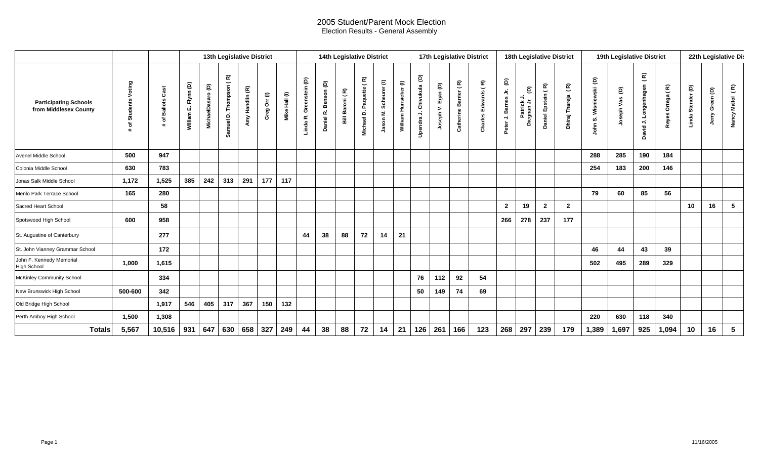# 2005 Student/Parent Mock Election

## Election Results - General Assembly

| Participating Schools from Middlesex County | # of Students Voting | # of Ballots Cast | 13th Legislative District | | | | | | 14th Legislative District | | | | | | 17th Legislative District | | | | 18th Legislative District | | | | 19th Legislative District | | | | 22th Legislative Dis | | |
|---|---|---|---|---|---|---|---|---|---|---|---|---|---|---|---|---|---|---|---|---|---|---|---|---|---|---|---|---|---|
| | | | William E. Flynn (D) | MichaelDasaro (D) | Samuel D. Thompson ( R) | Amy Handlin (R) | Greg Orr (I) | Mike Hall (I) | Linda R. Greenstein (D) | Daniel R. Benson (D) | Bill Baroni ( R) | Michael D. Paquette ( R) | Jason M. Scheurer (I) | William Hunsicker (I) | Upendra J. Chivukula (D) | Joseph V. Egan (D) | Catherine Barrier ( R) | Charles Edwards ( R) | Peter J. Barnes Jr. (D) | Patrick J. Diegnan Jr (D) | Daniel Epstein ( R) | Dhiraj Thareja (R) | John S. Wisniewski (D) | Joseph Vas (D) | David J. Longenhagen (R) | Reyes Ortega ( R) | Linda Stender (D) | Jerry Green (D) | Nancy Mallol (R) |
| Avenel Middle School | 500 | 947 | | | | | | | | | | | | | | | | | | | | | 288 | 285 | 190 | 184 | | | |
| Colonia Middle School | 630 | 783 | | | | | | | | | | | | | | | | | | | | | 254 | 183 | 200 | 146 | | | |
| Jonas Salk Middle School | 1,172 | 1,525 | 385 | 242 | 313 | 291 | 177 | 117 | | | | | | | | | | | | | | | | | | | | | |
| Menlo Park Terrace School | 165 | 280 | | | | | | | | | | | | | | | | | | | | | 79 | 60 | 85 | 56 | | | |
| Sacred Heart School | | 58 | | | | | | | | | | | | | | | | | 2 | 19 | 2 | 2 | | | | | 10 | 16 | 5 |
| Spotswood High School | 600 | 958 | | | | | | | | | | | | | | | | | 266 | 278 | 237 | 177 | | | | | | | |
| St. Augustine of Canterbury | | 277 | | | | | | | 44 | 38 | 88 | 72 | 14 | 21 | | | | | | | | | | | | | | | |
| St. John Vianney Grammar School | | 172 | | | | | | | | | | | | | | | | | | | | | 46 | 44 | 43 | 39 | | | |
| John F. Kennedy Memorial High School | 1,000 | 1,615 | | | | | | | | | | | | | | | | | | | | | 502 | 495 | 289 | 329 | | | |
| McKinley Community School | | 334 | | | | | | | | | | | | | 76 | 112 | 92 | 54 | | | | | | | | | | | |
| New Brunswick High School | 500-600 | 342 | | | | | | | | | | | | | 50 | 149 | 74 | 69 | | | | | | | | | | | |
| Old Bridge High School | | 1,917 | 546 | 405 | 317 | 367 | 150 | 132 | | | | | | | | | | | | | | | | | | | | | |
| Perth Amboy High School | 1,500 | 1,308 | | | | | | | | | | | | | | | | | | | | | 220 | 630 | 118 | 340 | | | |
| **Totals** | **5,567** | **10,516** | **931** | **647** | **630** | **658** | **327** | **249** | **44** | **38** | **88** | **72** | **14** | **21** | **126** | **261** | **166** | **123** | **268** | **297** | **239** | **179** | **1,389** | **1,697** | **925** | **1,094** | **10** | **16** | **5** |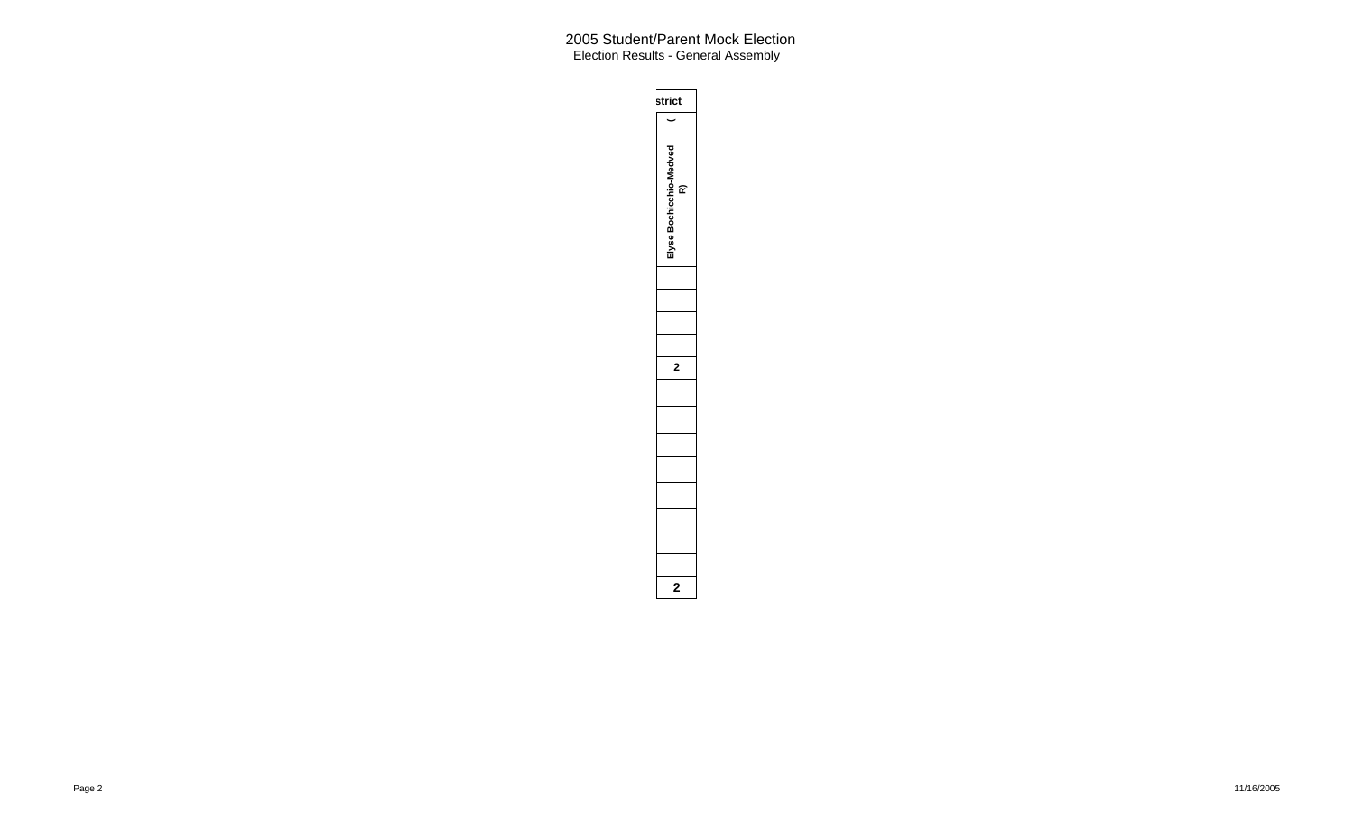# 2005 Student/Parent Mock Election

Election Results - General Assembly

| strict |
|---|
| Elyse Bochichio-Medved (R) |
| |
| |
| |
| |
| **2** |
| |
| |
| |
| |
| |
| |
| |
| |
| **2** |